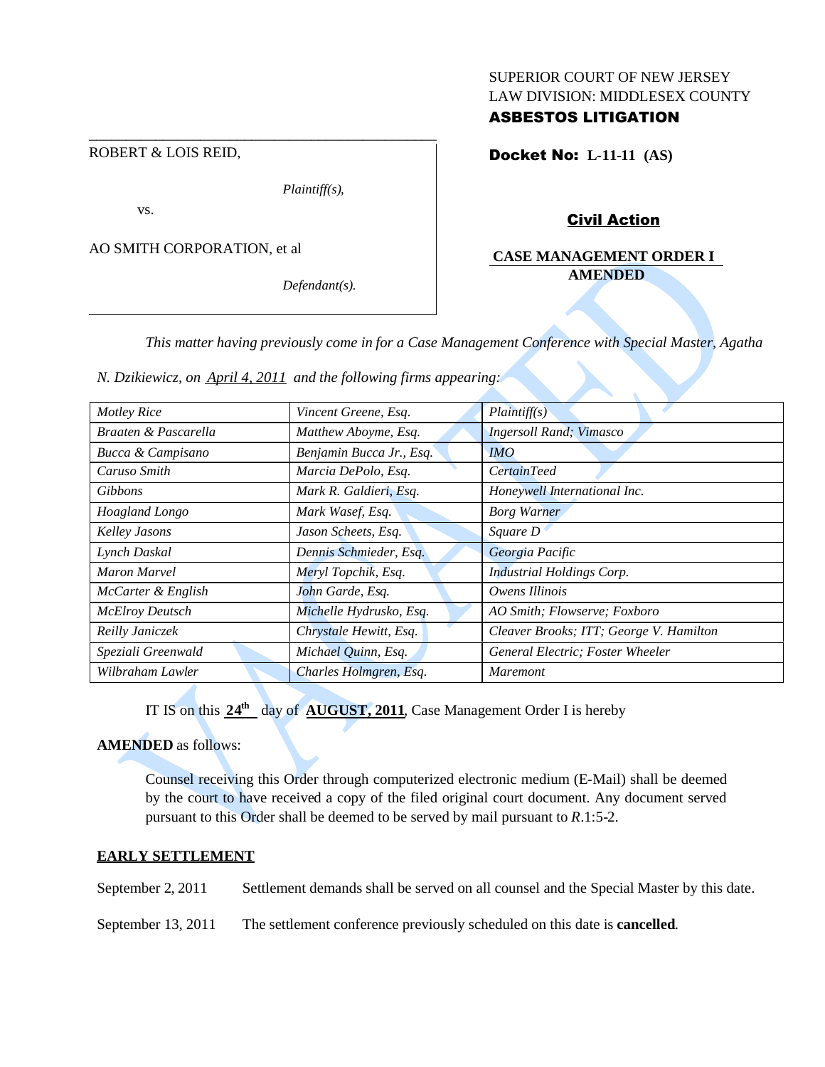SUPERIOR COURT OF NEW JERSEY
LAW DIVISION: MIDDLESEX COUNTY
**ASBESTOS LITIGATION**

ROBERT & LOIS REID,

*Plaintiff(s),*

vs.

AO SMITH CORPORATION, et al

*Defendant(s).*

**Docket No: L-11-11 (AS)**

**Civil Action**

**CASE MANAGEMENT ORDER I AMENDED**

*This matter having previously come in for a Case Management Conference with Special Master, Agatha N. Dzikiewicz, on April 4, 2011 and the following firms appearing:*

| | | |
|---|---|---|
| *Motley Rice* | *Vincent Greene, Esq.* | *Plaintiff(s)* |
| *Braaten & Pascarella* | *Matthew Aboyme, Esq.* | *Ingersoll Rand; Vimasco* |
| *Bucca & Campisano* | *Benjamin Bucca Jr., Esq.* | *IMO* |
| *Caruso Smith* | *Marcia DePolo, Esq.* | *CertainTeed* |
| *Gibbons* | *Mark R. Galdieri, Esq.* | *Honeywell International Inc.* |
| *Hoagland Longo* | *Mark Wasef, Esq.* | *Borg Warner* |
| *Kelley Jasons* | *Jason Scheets, Esq.* | *Square D* |
| *Lynch Daskal* | *Dennis Schmieder, Esq.* | *Georgia Pacific* |
| *Maron Marvel* | *Meryl Topchik, Esq.* | *Industrial Holdings Corp.* |
| *McCarter & English* | *John Garde, Esq.* | *Owens Illinois* |
| *McElroy Deutsch* | *Michelle Hydrusko, Esq.* | *AO Smith; Flowserve; Foxboro* |
| *Reilly Janiczek* | *Chrystale Hewitt, Esq.* | *Cleaver Brooks; ITT; George V. Hamilton* |
| *Speziali Greenwald* | *Michael Quinn, Esq.* | *General Electric; Foster Wheeler* |
| *Wilbraham Lawler* | *Charles Holmgren, Esq.* | *Maremont* |

IT IS on this **24th** day of **AUGUST, 2011**, Case Management Order I is hereby **AMENDED** as follows:

Counsel receiving this Order through computerized electronic medium (E-Mail) shall be deemed by the court to have received a copy of the filed original court document. Any document served pursuant to this Order shall be deemed to be served by mail pursuant to *R*.1:5-2.

**EARLY SETTLEMENT**

September 2, 2011 — Settlement demands shall be served on all counsel and the Special Master by this date.

September 13, 2011 — The settlement conference previously scheduled on this date is **cancelled**.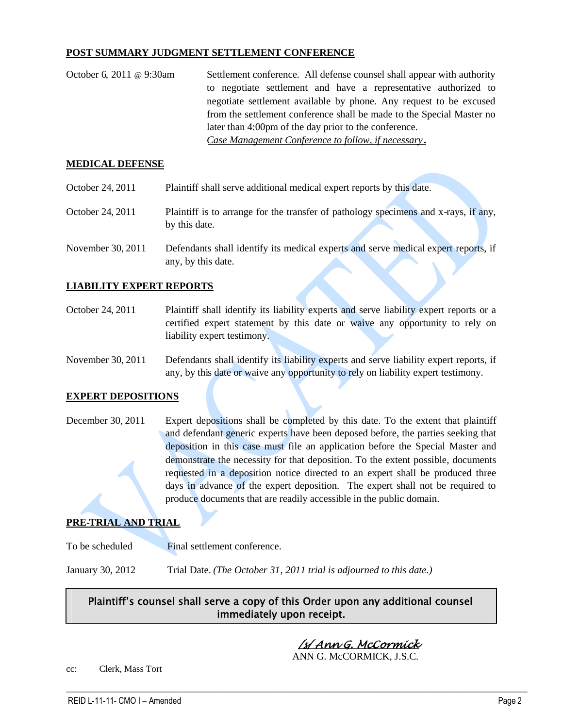**POST SUMMARY JUDGMENT SETTLEMENT CONFERENCE**

| | |
|---|---|
| October 6, 2011 @ 9:30am | Settlement conference. All defense counsel shall appear with authority to negotiate settlement and have a representative authorized to negotiate settlement available by phone. Any request to be excused from the settlement conference shall be made to the Special Master no later than 4:00pm of the day prior to the conference. *Case Management Conference to follow, if necessary*. |

**MEDICAL DEFENSE**

| | |
|---|---|
| October 24, 2011 | Plaintiff shall serve additional medical expert reports by this date. |
| October 24, 2011 | Plaintiff is to arrange for the transfer of pathology specimens and x-rays, if any, by this date. |
| November 30, 2011 | Defendants shall identify its medical experts and serve medical expert reports, if any, by this date. |

**LIABILITY EXPERT REPORTS**

| | |
|---|---|
| October 24, 2011 | Plaintiff shall identify its liability experts and serve liability expert reports or a certified expert statement by this date or waive any opportunity to rely on liability expert testimony. |
| November 30, 2011 | Defendants shall identify its liability experts and serve liability expert reports, if any, by this date or waive any opportunity to rely on liability expert testimony. |

**EXPERT DEPOSITIONS**

| | |
|---|---|
| December 30, 2011 | Expert depositions shall be completed by this date. To the extent that plaintiff and defendant generic experts have been deposed before, the parties seeking that deposition in this case must file an application before the Special Master and demonstrate the necessity for that deposition. To the extent possible, documents requested in a deposition notice directed to an expert shall be produced three days in advance of the expert deposition. The expert shall not be required to produce documents that are readily accessible in the public domain. |

**PRE-TRIAL AND TRIAL**

| | |
|---|---|
| To be scheduled | Final settlement conference. |
| January 30, 2012 | Trial Date. *(The October 31, 2011 trial is adjourned to this date.)* |

**Plaintiff's counsel shall serve a copy of this Order upon any additional counsel immediately upon receipt.**

/s/ Ann G. McCormick
ANN G. McCORMICK, J.S.C.

cc: Clerk, Mass Tort

REID L-11-11- CMO I – Amended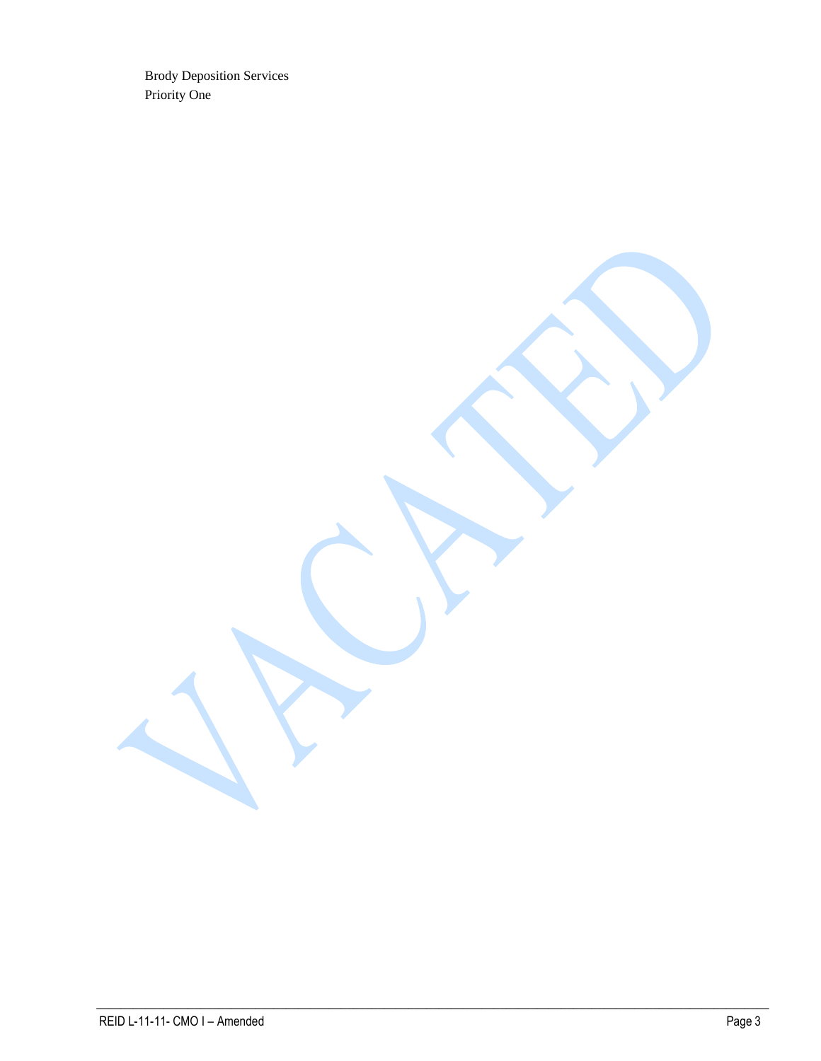Brody Deposition Services
Priority One